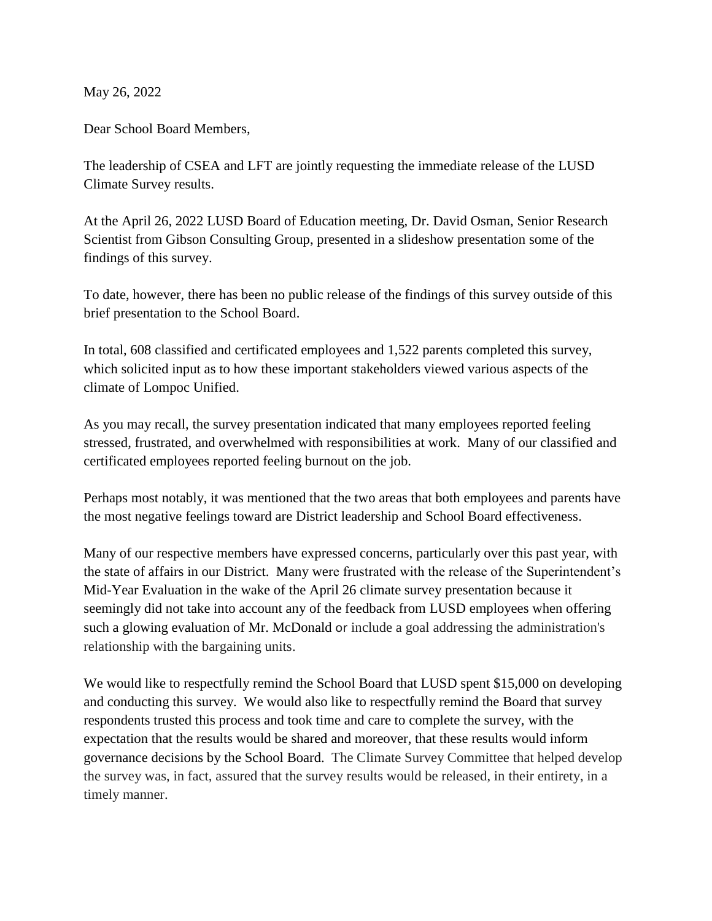May 26, 2022

Dear School Board Members,

The leadership of CSEA and LFT are jointly requesting the immediate release of the LUSD Climate Survey results.

At the April 26, 2022 LUSD Board of Education meeting, Dr. David Osman, Senior Research Scientist from Gibson Consulting Group, presented in a slideshow presentation some of the findings of this survey.

To date, however, there has been no public release of the findings of this survey outside of this brief presentation to the School Board.

In total, 608 classified and certificated employees and 1,522 parents completed this survey, which solicited input as to how these important stakeholders viewed various aspects of the climate of Lompoc Unified.

As you may recall, the survey presentation indicated that many employees reported feeling stressed, frustrated, and overwhelmed with responsibilities at work. Many of our classified and certificated employees reported feeling burnout on the job.

Perhaps most notably, it was mentioned that the two areas that both employees and parents have the most negative feelings toward are District leadership and School Board effectiveness.

Many of our respective members have expressed concerns, particularly over this past year, with the state of affairs in our District. Many were frustrated with the release of the Superintendent's Mid-Year Evaluation in the wake of the April 26 climate survey presentation because it seemingly did not take into account any of the feedback from LUSD employees when offering such a glowing evaluation of Mr. McDonald or include a goal addressing the administration's relationship with the bargaining units.

We would like to respectfully remind the School Board that LUSD spent $15,000 on developing and conducting this survey. We would also like to respectfully remind the Board that survey respondents trusted this process and took time and care to complete the survey, with the expectation that the results would be shared and moreover, that these results would inform governance decisions by the School Board. The Climate Survey Committee that helped develop the survey was, in fact, assured that the survey results would be released, in their entirety, in a timely manner.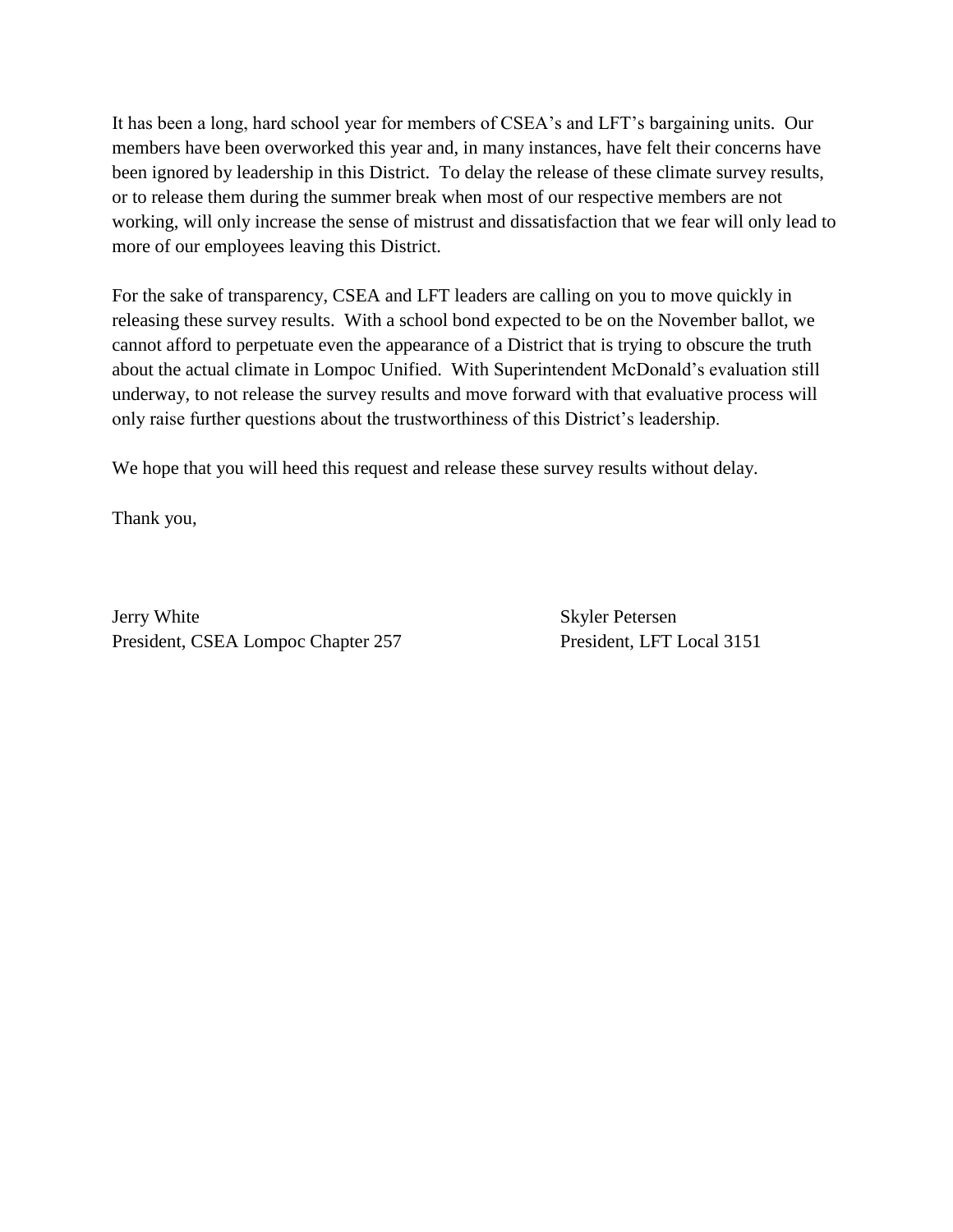It has been a long, hard school year for members of CSEA's and LFT's bargaining units. Our members have been overworked this year and, in many instances, have felt their concerns have been ignored by leadership in this District. To delay the release of these climate survey results, or to release them during the summer break when most of our respective members are not working, will only increase the sense of mistrust and dissatisfaction that we fear will only lead to more of our employees leaving this District.

For the sake of transparency, CSEA and LFT leaders are calling on you to move quickly in releasing these survey results. With a school bond expected to be on the November ballot, we cannot afford to perpetuate even the appearance of a District that is trying to obscure the truth about the actual climate in Lompoc Unified. With Superintendent McDonald's evaluation still underway, to not release the survey results and move forward with that evaluative process will only raise further questions about the trustworthiness of this District's leadership.

We hope that you will heed this request and release these survey results without delay.

Thank you,

Jerry White
President, CSEA Lompoc Chapter 257

Skyler Petersen
President, LFT Local 3151